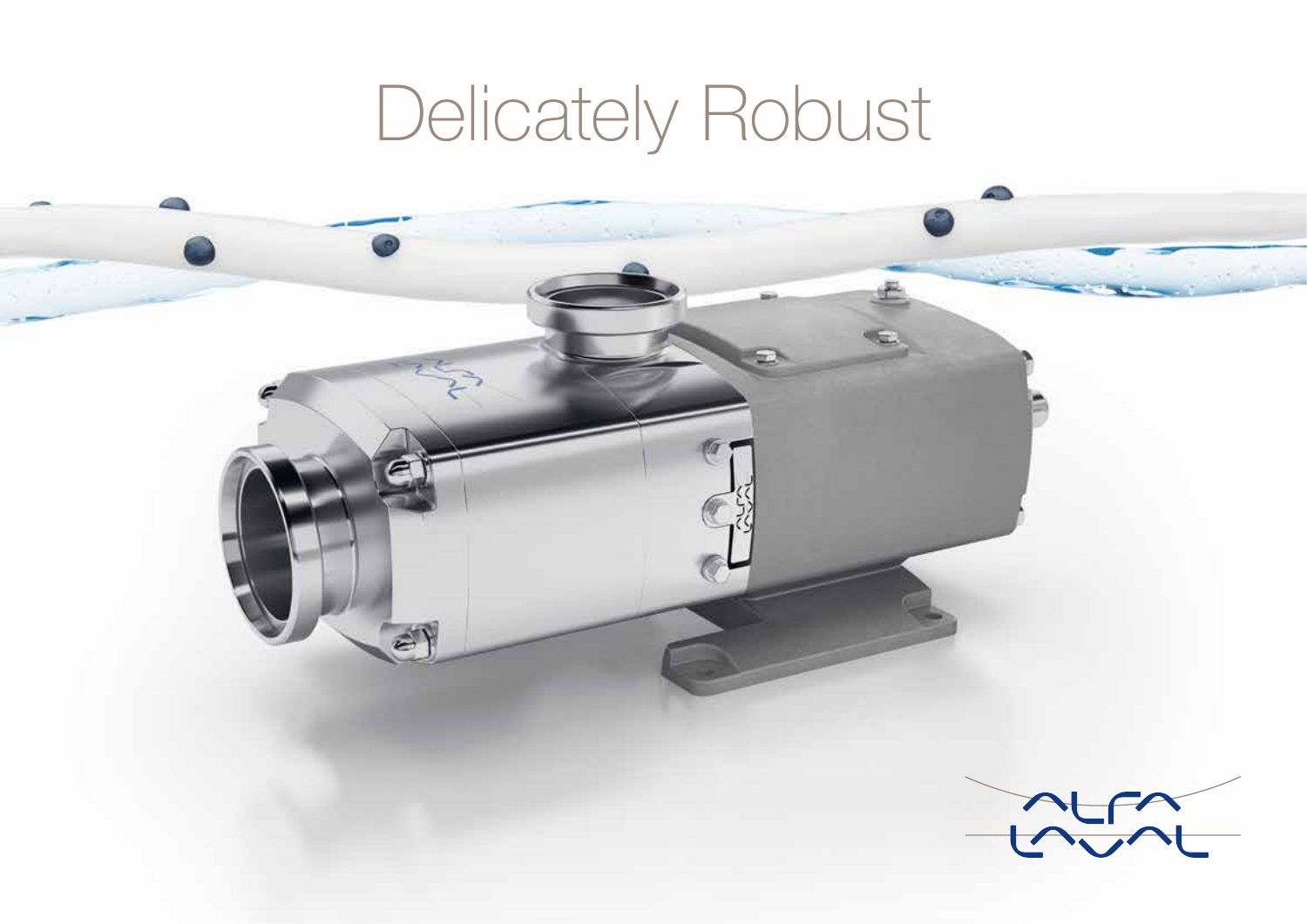# Delicately Robust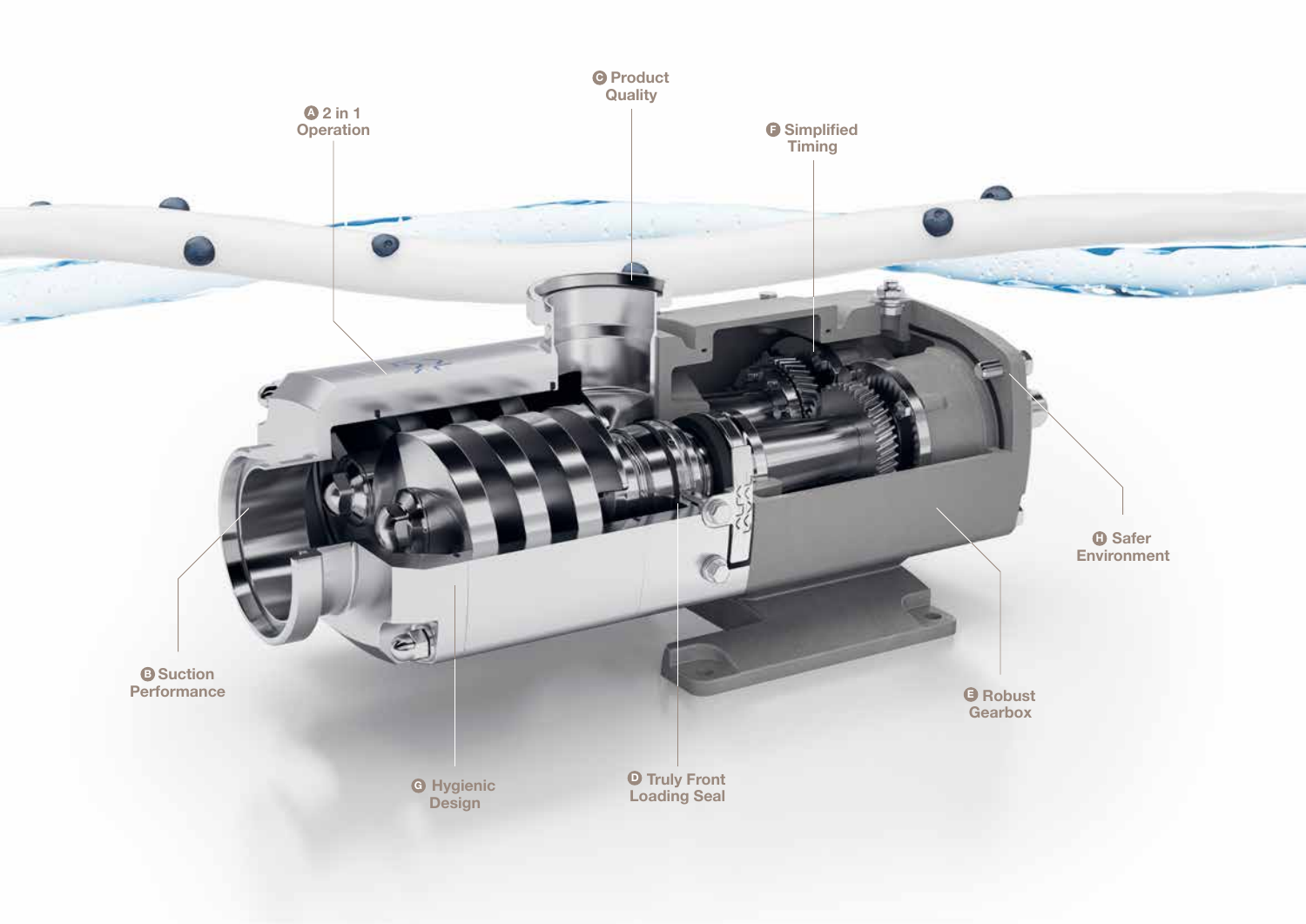A 2 in 1 Operation

C Product Quality

F Simplified Timing

H Safer Environment

B Suction Performance

E Robust Gearbox

G Hygienic Design

D Truly Front Loading Seal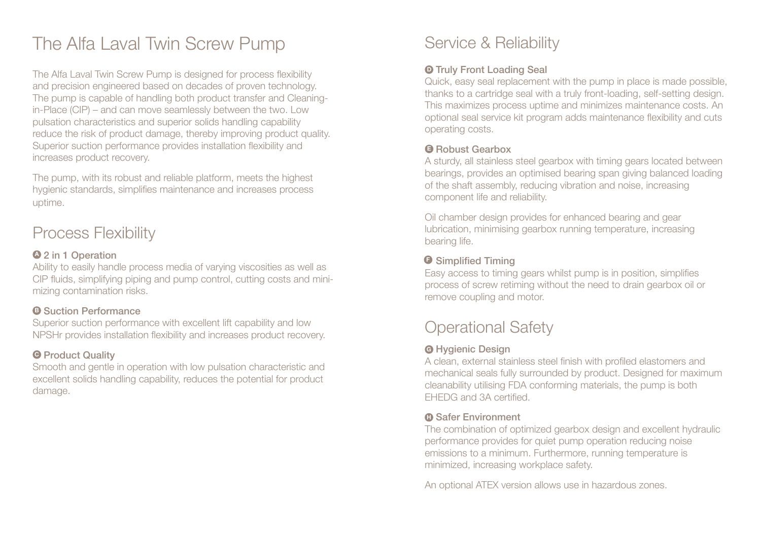# The Alfa Laval Twin Screw Pump

The Alfa Laval Twin Screw Pump is designed for process flexibility and precision engineered based on decades of proven technology. The pump is capable of handling both product transfer and Cleaning-in-Place (CIP) – and can move seamlessly between the two. Low pulsation characteristics and superior solids handling capability reduce the risk of product damage, thereby improving product quality. Superior suction performance provides installation flexibility and increases product recovery.

The pump, with its robust and reliable platform, meets the highest hygienic standards, simplifies maintenance and increases process uptime.

## Process Flexibility

### A 2 in 1 Operation

Ability to easily handle process media of varying viscosities as well as CIP fluids, simplifying piping and pump control, cutting costs and minimizing contamination risks.

### B Suction Performance

Superior suction performance with excellent lift capability and low NPSHr provides installation flexibility and increases product recovery.

### C Product Quality

Smooth and gentle in operation with low pulsation characteristic and excellent solids handling capability, reduces the potential for product damage.

## Service & Reliability

### D Truly Front Loading Seal

Quick, easy seal replacement with the pump in place is made possible, thanks to a cartridge seal with a truly front-loading, self-setting design. This maximizes process uptime and minimizes maintenance costs. An optional seal service kit program adds maintenance flexibility and cuts operating costs.

### E Robust Gearbox

A sturdy, all stainless steel gearbox with timing gears located between bearings, provides an optimised bearing span giving balanced loading of the shaft assembly, reducing vibration and noise, increasing component life and reliability.

Oil chamber design provides for enhanced bearing and gear lubrication, minimising gearbox running temperature, increasing bearing life.

### F Simplified Timing

Easy access to timing gears whilst pump is in position, simplifies process of screw retiming without the need to drain gearbox oil or remove coupling and motor.

## Operational Safety

### G Hygienic Design

A clean, external stainless steel finish with profiled elastomers and mechanical seals fully surrounded by product. Designed for maximum cleanability utilising FDA conforming materials, the pump is both EHEDG and 3A certified.

### H Safer Environment

The combination of optimized gearbox design and excellent hydraulic performance provides for quiet pump operation reducing noise emissions to a minimum. Furthermore, running temperature is minimized, increasing workplace safety.

An optional ATEX version allows use in hazardous zones.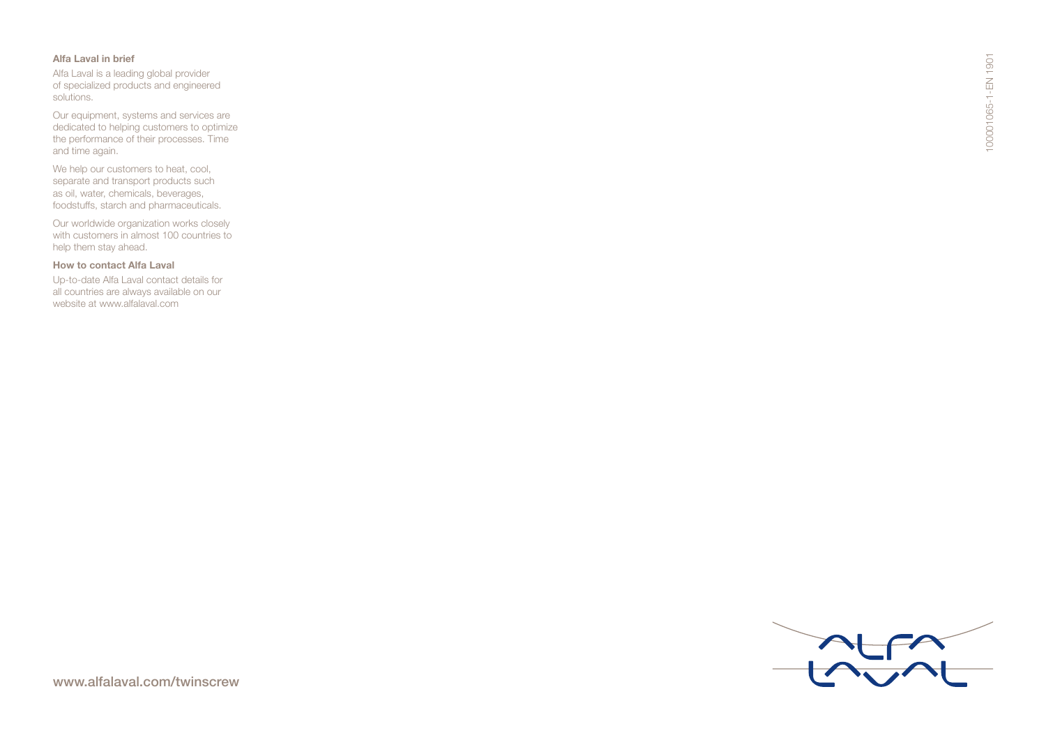**Alfa Laval in brief**

Alfa Laval is a leading global provider of specialized products and engineered solutions.

Our equipment, systems and services are dedicated to helping customers to optimize the performance of their processes. Time and time again.

We help our customers to heat, cool, separate and transport products such as oil, water, chemicals, beverages, foodstuffs, starch and pharmaceuticals.

Our worldwide organization works closely with customers in almost 100 countries to help them stay ahead.

**How to contact Alfa Laval**

Up-to-date Alfa Laval contact details for all countries are always available on our website at www.alfalaval.com

100001065-1-EN 1901

www.alfalaval.com/twinscrew